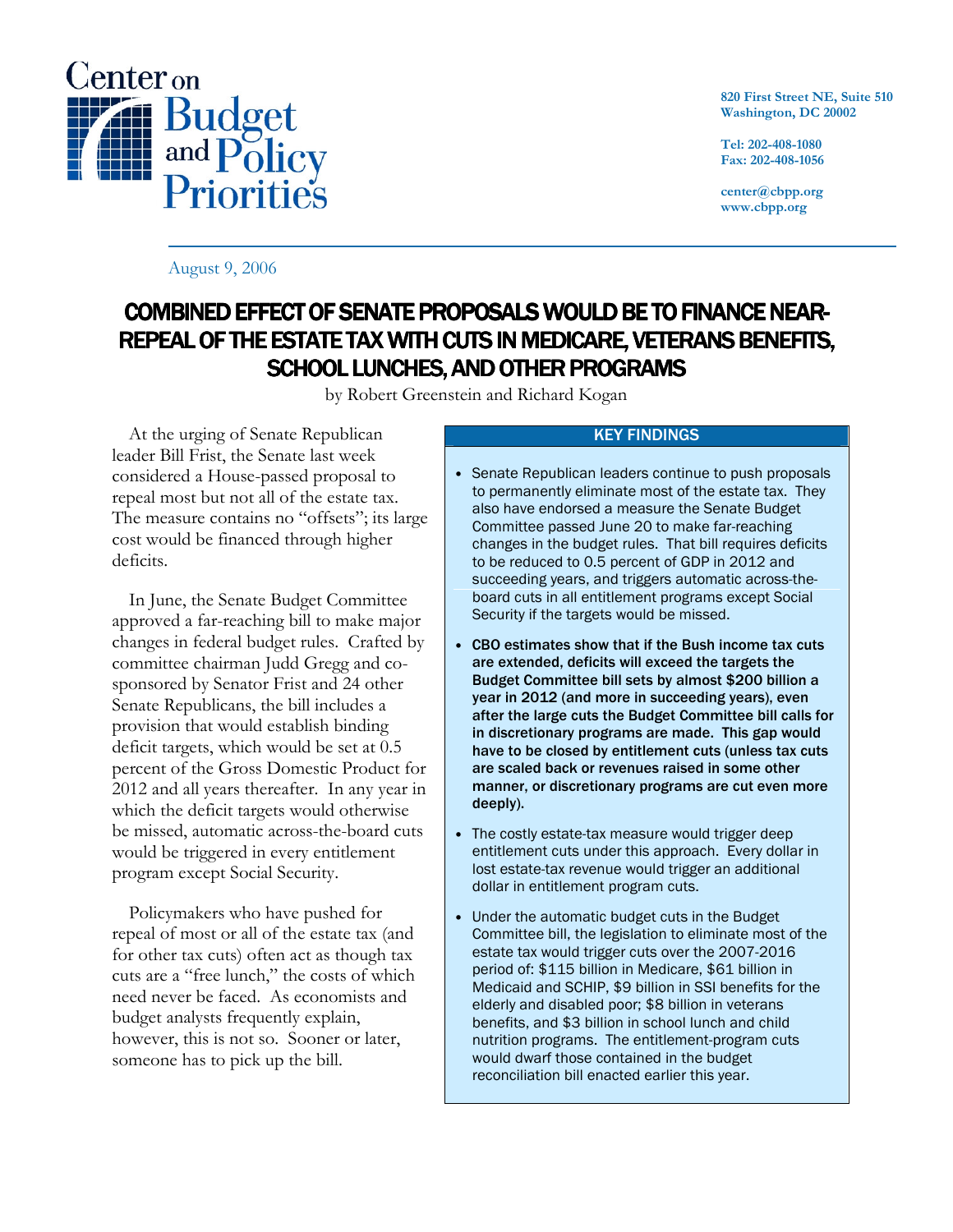Center on Budget and Policy Priorities

820 First Street NE, Suite 510
Washington, DC 20002

Tel: 202-408-1080
Fax: 202-408-1056

center@cbpp.org
www.cbpp.org

August 9, 2006

# COMBINED EFFECT OF SENATE PROPOSALS WOULD BE TO FINANCE NEAR-REPEAL OF THE ESTATE TAX WITH CUTS IN MEDICARE, VETERANS BENEFITS, SCHOOL LUNCHES, AND OTHER PROGRAMS

by Robert Greenstein and Richard Kogan

At the urging of Senate Republican leader Bill Frist, the Senate last week considered a House-passed proposal to repeal most but not all of the estate tax. The measure contains no "offsets"; its large cost would be financed through higher deficits.

In June, the Senate Budget Committee approved a far-reaching bill to make major changes in federal budget rules. Crafted by committee chairman Judd Gregg and co-sponsored by Senator Frist and 24 other Senate Republicans, the bill includes a provision that would establish binding deficit targets, which would be set at 0.5 percent of the Gross Domestic Product for 2012 and all years thereafter. In any year in which the deficit targets would otherwise be missed, automatic across-the-board cuts would be triggered in every entitlement program except Social Security.

Policymakers who have pushed for repeal of most or all of the estate tax (and for other tax cuts) often act as though tax cuts are a "free lunch," the costs of which need never be faced. As economists and budget analysts frequently explain, however, this is not so. Sooner or later, someone has to pick up the bill.

## KEY FINDINGS

- Senate Republican leaders continue to push proposals to permanently eliminate most of the estate tax. They also have endorsed a measure the Senate Budget Committee passed June 20 to make far-reaching changes in the budget rules. That bill requires deficits to be reduced to 0.5 percent of GDP in 2012 and succeeding years, and triggers automatic across-the-board cuts in all entitlement programs except Social Security if the targets would be missed.
- **CBO estimates show that if the Bush income tax cuts are extended, deficits will exceed the targets the Budget Committee bill sets by almost $200 billion a year in 2012 (and more in succeeding years), even after the large cuts the Budget Committee bill calls for in discretionary programs are made. This gap would have to be closed by entitlement cuts (unless tax cuts are scaled back or revenues raised in some other manner, or discretionary programs are cut even more deeply).**
- The costly estate-tax measure would trigger deep entitlement cuts under this approach. Every dollar in lost estate-tax revenue would trigger an additional dollar in entitlement program cuts.
- Under the automatic budget cuts in the Budget Committee bill, the legislation to eliminate most of the estate tax would trigger cuts over the 2007-2016 period of: $115 billion in Medicare, $61 billion in Medicaid and SCHIP, $9 billion in SSI benefits for the elderly and disabled poor; $8 billion in veterans benefits, and $3 billion in school lunch and child nutrition programs. The entitlement-program cuts would dwarf those contained in the budget reconciliation bill enacted earlier this year.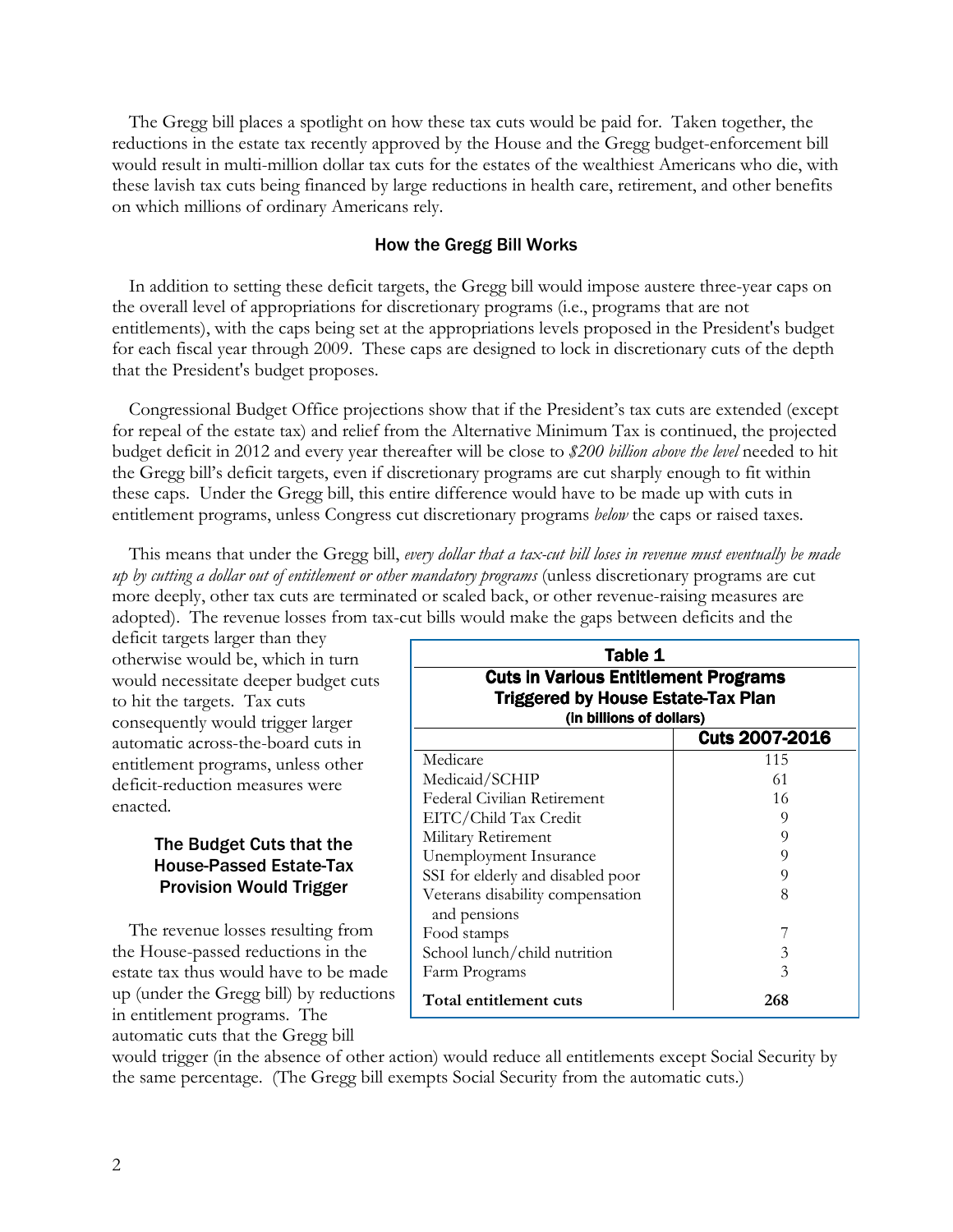The Gregg bill places a spotlight on how these tax cuts would be paid for. Taken together, the reductions in the estate tax recently approved by the House and the Gregg budget-enforcement bill would result in multi-million dollar tax cuts for the estates of the wealthiest Americans who die, with these lavish tax cuts being financed by large reductions in health care, retirement, and other benefits on which millions of ordinary Americans rely.

## How the Gregg Bill Works

In addition to setting these deficit targets, the Gregg bill would impose austere three-year caps on the overall level of appropriations for discretionary programs (i.e., programs that are not entitlements), with the caps being set at the appropriations levels proposed in the President's budget for each fiscal year through 2009. These caps are designed to lock in discretionary cuts of the depth that the President's budget proposes.

Congressional Budget Office projections show that if the President's tax cuts are extended (except for repeal of the estate tax) and relief from the Alternative Minimum Tax is continued, the projected budget deficit in 2012 and every year thereafter will be close to *$200 billion above the level* needed to hit the Gregg bill's deficit targets, even if discretionary programs are cut sharply enough to fit within these caps. Under the Gregg bill, this entire difference would have to be made up with cuts in entitlement programs, unless Congress cut discretionary programs *below* the caps or raised taxes.

This means that under the Gregg bill, *every dollar that a tax-cut bill loses in revenue must eventually be made up by cutting a dollar out of entitlement or other mandatory programs* (unless discretionary programs are cut more deeply, other tax cuts are terminated or scaled back, or other revenue-raising measures are adopted). The revenue losses from tax-cut bills would make the gaps between deficits and the deficit targets larger than they otherwise would be, which in turn would necessitate deeper budget cuts to hit the targets. Tax cuts consequently would trigger larger automatic across-the-board cuts in entitlement programs, unless other deficit-reduction measures were enacted.

**Table 1**
**Cuts in Various Entitlement Programs Triggered by House Estate-Tax Plan**
**(in billions of dollars)**

| | Cuts 2007-2016 |
|---|---|
| Medicare | 115 |
| Medicaid/SCHIP | 61 |
| Federal Civilian Retirement | 16 |
| EITC/Child Tax Credit | 9 |
| Military Retirement | 9 |
| Unemployment Insurance | 9 |
| SSI for elderly and disabled poor | 9 |
| Veterans disability compensation and pensions | 8 |
| Food stamps | 7 |
| School lunch/child nutrition | 3 |
| Farm Programs | 3 |
| **Total entitlement cuts** | **268** |

### The Budget Cuts that the House-Passed Estate-Tax Provision Would Trigger

The revenue losses resulting from the House-passed reductions in the estate tax thus would have to be made up (under the Gregg bill) by reductions in entitlement programs. The automatic cuts that the Gregg bill would trigger (in the absence of other action) would reduce all entitlements except Social Security by the same percentage. (The Gregg bill exempts Social Security from the automatic cuts.)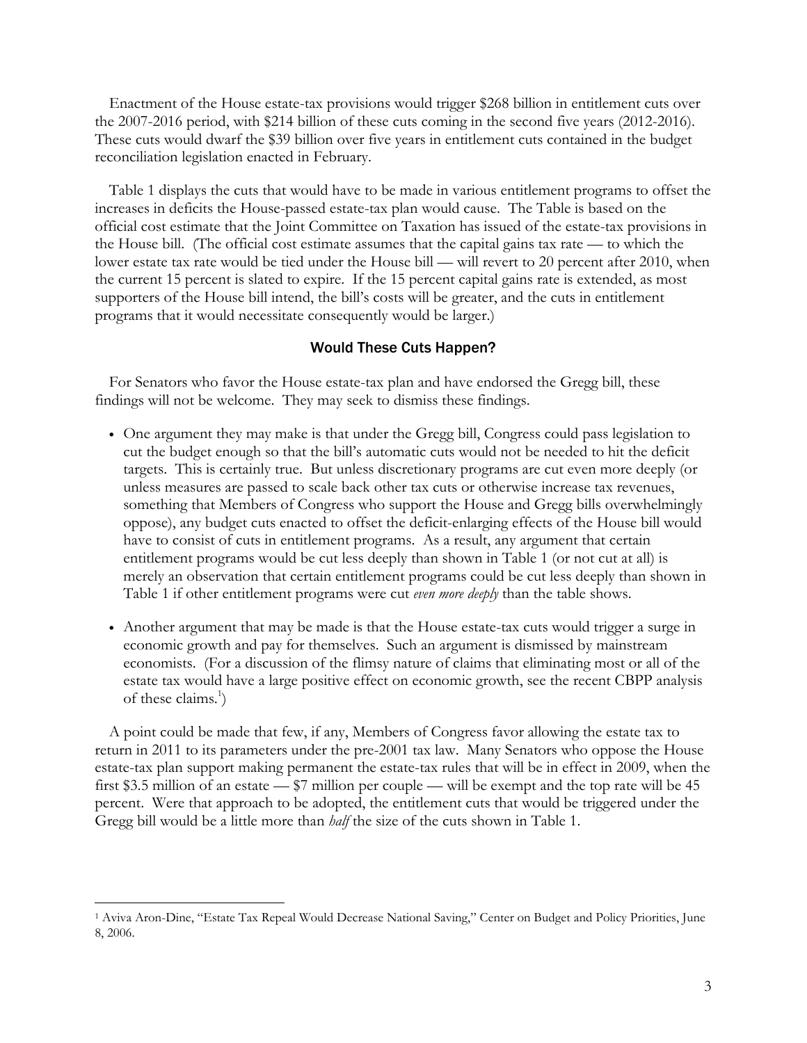Enactment of the House estate-tax provisions would trigger $268 billion in entitlement cuts over the 2007-2016 period, with $214 billion of these cuts coming in the second five years (2012-2016). These cuts would dwarf the $39 billion over five years in entitlement cuts contained in the budget reconciliation legislation enacted in February.

Table 1 displays the cuts that would have to be made in various entitlement programs to offset the increases in deficits the House-passed estate-tax plan would cause. The Table is based on the official cost estimate that the Joint Committee on Taxation has issued of the estate-tax provisions in the House bill. (The official cost estimate assumes that the capital gains tax rate — to which the lower estate tax rate would be tied under the House bill — will revert to 20 percent after 2010, when the current 15 percent is slated to expire. If the 15 percent capital gains rate is extended, as most supporters of the House bill intend, the bill's costs will be greater, and the cuts in entitlement programs that it would necessitate consequently would be larger.)

## Would These Cuts Happen?

For Senators who favor the House estate-tax plan and have endorsed the Gregg bill, these findings will not be welcome. They may seek to dismiss these findings.

- One argument they may make is that under the Gregg bill, Congress could pass legislation to cut the budget enough so that the bill's automatic cuts would not be needed to hit the deficit targets. This is certainly true. But unless discretionary programs are cut even more deeply (or unless measures are passed to scale back other tax cuts or otherwise increase tax revenues, something that Members of Congress who support the House and Gregg bills overwhelmingly oppose), any budget cuts enacted to offset the deficit-enlarging effects of the House bill would have to consist of cuts in entitlement programs. As a result, any argument that certain entitlement programs would be cut less deeply than shown in Table 1 (or not cut at all) is merely an observation that certain entitlement programs could be cut less deeply than shown in Table 1 if other entitlement programs were cut *even more deeply* than the table shows.
- Another argument that may be made is that the House estate-tax cuts would trigger a surge in economic growth and pay for themselves. Such an argument is dismissed by mainstream economists. (For a discussion of the flimsy nature of claims that eliminating most or all of the estate tax would have a large positive effect on economic growth, see the recent CBPP analysis of these claims.[1])

A point could be made that few, if any, Members of Congress favor allowing the estate tax to return in 2011 to its parameters under the pre-2001 tax law. Many Senators who oppose the House estate-tax plan support making permanent the estate-tax rules that will be in effect in 2009, when the first $3.5 million of an estate — $7 million per couple — will be exempt and the top rate will be 45 percent. Were that approach to be adopted, the entitlement cuts that would be triggered under the Gregg bill would be a little more than *half* the size of the cuts shown in Table 1.

---

[1] Aviva Aron-Dine, "Estate Tax Repeal Would Decrease National Saving," Center on Budget and Policy Priorities, June 8, 2006.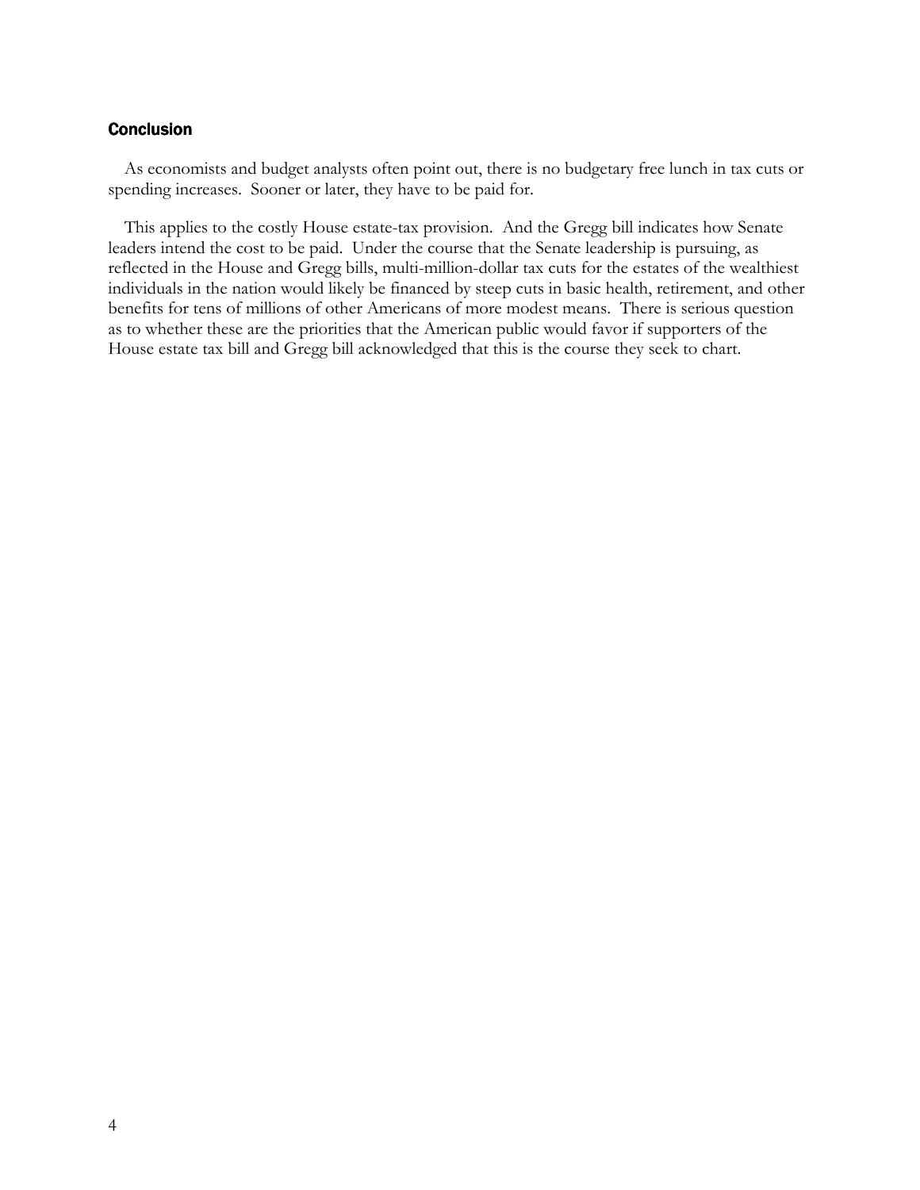## Conclusion

As economists and budget analysts often point out, there is no budgetary free lunch in tax cuts or spending increases. Sooner or later, they have to be paid for.

This applies to the costly House estate-tax provision. And the Gregg bill indicates how Senate leaders intend the cost to be paid. Under the course that the Senate leadership is pursuing, as reflected in the House and Gregg bills, multi-million-dollar tax cuts for the estates of the wealthiest individuals in the nation would likely be financed by steep cuts in basic health, retirement, and other benefits for tens of millions of other Americans of more modest means. There is serious question as to whether these are the priorities that the American public would favor if supporters of the House estate tax bill and Gregg bill acknowledged that this is the course they seek to chart.